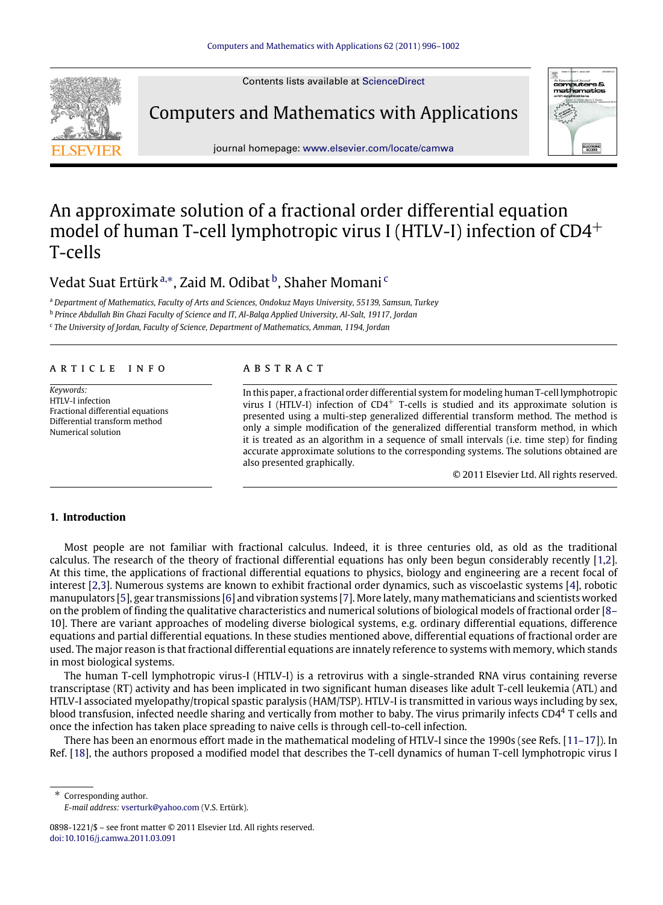Contents lists available at ScienceDirect

Computers and Mathematics with Applications

journal homepage: www.elsevier.com/locate/camwa

# An approximate solution of a fractional order differential equation model of human T-cell lymphotropic virus I (HTLV-I) infection of $CD4^+$ T-cells

Vedat Suat Ertürk [a,*], Zaid M. Odibat [b], Shaher Momani [c]

[a] Department of Mathematics, Faculty of Arts and Sciences, Ondokuz Mayıs University, 55139, Samsun, Turkey
[b] Prince Abdullah Bin Ghazi Faculty of Science and IT, Al-Balqa Applied University, Al-Salt, 19117, Jordan
[c] The University of Jordan, Faculty of Science, Department of Mathematics, Amman, 1194, Jordan

**ARTICLE INFO**

*Keywords:*
HTLV-I infection
Fractional differential equations
Differential transform method
Numerical solution

**ABSTRACT**

In this paper, a fractional order differential system for modeling human T-cell lymphotropic virus I (HTLV-I) infection of $CD4^+$ T-cells is studied and its approximate solution is presented using a multi-step generalized differential transform method. The method is only a simple modification of the generalized differential transform method, in which it is treated as an algorithm in a sequence of small intervals (i.e. time step) for finding accurate approximate solutions to the corresponding systems. The solutions obtained are also presented graphically.

© 2011 Elsevier Ltd. All rights reserved.

## 1. Introduction

Most people are not familiar with fractional calculus. Indeed, it is three centuries old, as old as the traditional calculus. The research of the theory of fractional differential equations has only been begun considerably recently [1,2]. At this time, the applications of fractional differential equations to physics, biology and engineering are a recent focal of interest [2,3]. Numerous systems are known to exhibit fractional order dynamics, such as viscoelastic systems [4], robotic manupulators [5], gear transmissions [6] and vibration systems [7]. More lately, many mathematicians and scientists worked on the problem of finding the qualitative characteristics and numerical solutions of biological models of fractional order [8–10]. There are variant approaches of modeling diverse biological systems, e.g. ordinary differential equations, difference equations and partial differential equations. In these studies mentioned above, differential equations of fractional order are used. The major reason is that fractional differential equations are innately reference to systems with memory, which stands in most biological systems.

The human T-cell lymphotropic virus-I (HTLV-I) is a retrovirus with a single-stranded RNA virus containing reverse transcriptase (RT) activity and has been implicated in two significant human diseases like adult T-cell leukemia (ATL) and HTLV-I associated myelopathy/tropical spastic paralysis (HAM/TSP). HTLV-I is transmitted in various ways including by sex, blood transfusion, infected needle sharing and vertically from mother to baby. The virus primarily infects $CD4^4$ T cells and once the infection has taken place spreading to naive cells is through cell-to-cell infection.

There has been an enormous effort made in the mathematical modeling of HTLV-I since the 1990s (see Refs. [11–17]). In Ref. [18], the authors proposed a modified model that describes the T-cell dynamics of human T-cell lymphotropic virus I

* Corresponding author.
*E-mail address:* vserturk@yahoo.com (V.S. Ertürk).

0898-1221/$ – see front matter © 2011 Elsevier Ltd. All rights reserved.
doi:10.1016/j.camwa.2011.03.091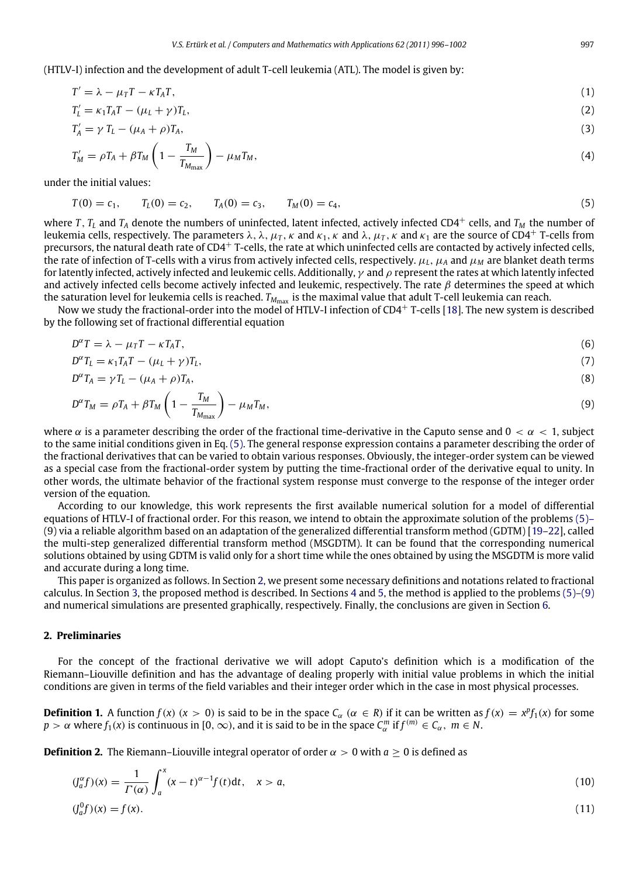(HTLV-I) infection and the development of adult T-cell leukemia (ATL). The model is given by:

$$T' = \lambda - \mu_T T - \kappa T_A T, \tag{1}$$

$$T_L' = \kappa_1 T_A T - (\mu_L + \gamma) T_L, \tag{2}$$

$$T_A' = \gamma T_L - (\mu_A + \rho) T_A, \tag{3}$$

$$T_M' = \rho T_A + \beta T_M \left(1 - \frac{T_M}{T_{M_{\max}}}\right) - \mu_M T_M, \tag{4}$$

under the initial values:

$$T(0) = c_1, \qquad T_L(0) = c_2, \qquad T_A(0) = c_3, \qquad T_M(0) = c_4, \tag{5}$$

where $T$, $T_L$ and $T_A$ denote the numbers of uninfected, latent infected, actively infected CD4$^+$ cells, and $T_M$ the number of leukemia cells, respectively. The parameters $\lambda$, $\lambda$, $\mu_T$, $\kappa$ and $\kappa_1$, $\kappa$ and $\lambda$, $\mu_T$, $\kappa$ and $\kappa_1$ are the source of CD4$^+$ T-cells from precursors, the natural death rate of CD4$^+$ T-cells, the rate at which uninfected cells are contacted by actively infected cells, the rate of infection of T-cells with a virus from actively infected cells, respectively. $\mu_L$, $\mu_A$ and $\mu_M$ are blanket death terms for latently infected, actively infected and leukemic cells. Additionally, $\gamma$ and $\rho$ represent the rates at which latently infected and actively infected cells become actively infected and leukemic, respectively. The rate $\beta$ determines the speed at which the saturation level for leukemia cells is reached. $T_{M_{\max}}$ is the maximal value that adult T-cell leukemia can reach.

Now we study the fractional-order into the model of HTLV-I infection of CD4$^+$ T-cells [18]. The new system is described by the following set of fractional differential equation

$$D^\alpha T = \lambda - \mu_T T - \kappa T_A T, \tag{6}$$

$$D^\alpha T_L = \kappa_1 T_A T - (\mu_L + \gamma) T_L, \tag{7}$$

$$D^\alpha T_A = \gamma T_L - (\mu_A + \rho) T_A, \tag{8}$$

$$D^\alpha T_M = \rho T_A + \beta T_M \left(1 - \frac{T_M}{T_{M_{\max}}}\right) - \mu_M T_M, \tag{9}$$

where $\alpha$ is a parameter describing the order of the fractional time-derivative in the Caputo sense and $0 < \alpha < 1$, subject to the same initial conditions given in Eq. (5). The general response expression contains a parameter describing the order of the fractional derivatives that can be varied to obtain various responses. Obviously, the integer-order system can be viewed as a special case from the fractional-order system by putting the time-fractional order of the derivative equal to unity. In other words, the ultimate behavior of the fractional system response must converge to the response of the integer order version of the equation.

According to our knowledge, this work represents the first available numerical solution for a model of differential equations of HTLV-I of fractional order. For this reason, we intend to obtain the approximate solution of the problems (5)–(9) via a reliable algorithm based on an adaptation of the generalized differential transform method (GDTM) [19–22], called the multi-step generalized differential transform method (MSGDTM). It can be found that the corresponding numerical solutions obtained by using GDTM is valid only for a short time while the ones obtained by using the MSGDTM is more valid and accurate during a long time.

This paper is organized as follows. In Section 2, we present some necessary definitions and notations related to fractional calculus. In Section 3, the proposed method is described. In Sections 4 and 5, the method is applied to the problems (5)–(9) and numerical simulations are presented graphically, respectively. Finally, the conclusions are given in Section 6.

## 2. Preliminaries

For the concept of the fractional derivative we will adopt Caputo's definition which is a modification of the Riemann–Liouville definition and has the advantage of dealing properly with initial value problems in which the initial conditions are given in terms of the field variables and their integer order which in the case in most physical processes.

**Definition 1.** A function $f(x)$ $(x > 0)$ is said to be in the space $C_\alpha$ $(\alpha \in R)$ if it can be written as $f(x) = x^p f_1(x)$ for some $p > \alpha$ where $f_1(x)$ is continuous in $[0, \infty)$, and it is said to be in the space $C_\alpha^m$ if $f^{(m)} \in C_\alpha$, $m \in N$.

**Definition 2.** The Riemann–Liouville integral operator of order $\alpha > 0$ with $a \geq 0$ is defined as

$$(J_a^\alpha f)(x) = \frac{1}{\Gamma(\alpha)} \int_a^x (x - t)^{\alpha - 1} f(t) \mathrm{d}t, \quad x > a, \tag{10}$$

$$(J_a^0 f)(x) = f(x). \tag{11}$$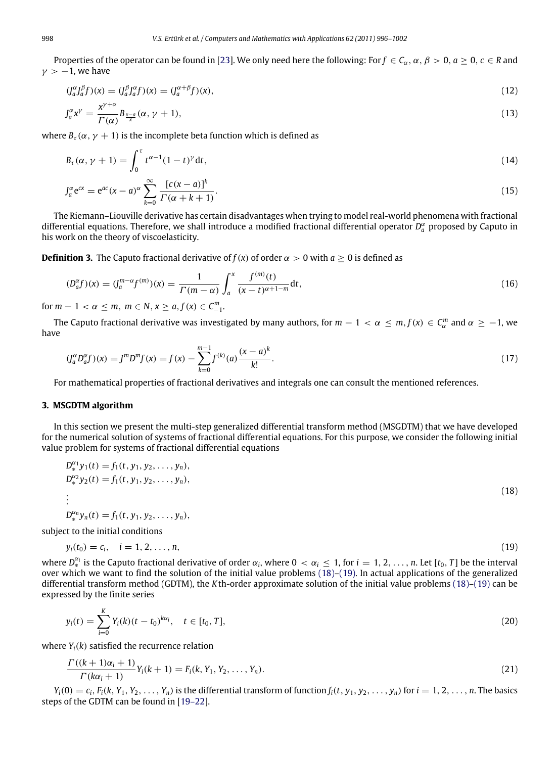Properties of the operator can be found in [23]. We only need here the following: For $f \in C_\alpha$, $\alpha, \beta > 0$, $a \geq 0$, $c \in R$ and $\gamma > -1$, we have

$$(J_a^\alpha J_a^\beta f)(x) = (J_a^\beta J_a^\alpha f)(x) = (J_a^{\alpha+\beta} f)(x), \tag{12}$$

$$J_a^\alpha x^\gamma = \frac{x^{\gamma+\alpha}}{\Gamma(\alpha)} B_{\frac{x-a}{x}}(\alpha, \gamma + 1), \tag{13}$$

where $B_\tau(\alpha, \gamma + 1)$ is the incomplete beta function which is defined as

$$B_\tau(\alpha, \gamma + 1) = \int_0^\tau t^{\alpha-1}(1-t)^\gamma \mathrm{d}t, \tag{14}$$

$$J_a^\alpha \mathrm{e}^{cx} = \mathrm{e}^{ac}(x-a)^\alpha \sum_{k=0}^{\infty} \frac{[c(x-a)]^k}{\Gamma(\alpha + k + 1)}. \tag{15}$$

The Riemann–Liouville derivative has certain disadvantages when trying to model real-world phenomena with fractional differential equations. Therefore, we shall introduce a modified fractional differential operator $D_a^\alpha$ proposed by Caputo in his work on the theory of viscoelasticity.

**Definition 3.** The Caputo fractional derivative of $f(x)$ of order $\alpha > 0$ with $a \geq 0$ is defined as

$$(D_a^\alpha f)(x) = (J_a^{m-\alpha} f^{(m)})(x) = \frac{1}{\Gamma(m-\alpha)} \int_a^x \frac{f^{(m)}(t)}{(x-t)^{\alpha+1-m}} \mathrm{d}t, \tag{16}$$

for $m - 1 < \alpha \leq m$, $m \in N$, $x \geq a$, $f(x) \in C_{-1}^m$.

The Caputo fractional derivative was investigated by many authors, for $m - 1 < \alpha \leq m$, $f(x) \in C_\alpha^m$ and $\alpha \geq -1$, we have

$$(J_a^\alpha D_a^\alpha f)(x) = J^m D^m f(x) = f(x) - \sum_{k=0}^{m-1} f^{(k)}(a) \frac{(x-a)^k}{k!}. \tag{17}$$

For mathematical properties of fractional derivatives and integrals one can consult the mentioned references.

## 3. MSGDTM algorithm

In this section we present the multi-step generalized differential transform method (MSGDTM) that we have developed for the numerical solution of systems of fractional differential equations. For this purpose, we consider the following initial value problem for systems of fractional differential equations

$$\begin{aligned}
&D_*^{\alpha_1} y_1(t) = f_1(t, y_1, y_2, \ldots, y_n), \\
&D_*^{\alpha_2} y_2(t) = f_1(t, y_1, y_2, \ldots, y_n), \\
&\vdots \\
&D_*^{\alpha_n} y_n(t) = f_1(t, y_1, y_2, \ldots, y_n),
\end{aligned} \tag{18}$$

subject to the initial conditions

$$y_i(t_0) = c_i, \quad i = 1, 2, \ldots, n, \tag{19}$$

where $D_*^{\alpha_i}$ is the Caputo fractional derivative of order $\alpha_i$, where $0 < \alpha_i \leq 1$, for $i = 1, 2, \ldots, n$. Let $[t_0, T]$ be the interval over which we want to find the solution of the initial value problems (18)–(19). In actual applications of the generalized differential transform method (GDTM), the $K$th-order approximate solution of the initial value problems (18)–(19) can be expressed by the finite series

$$y_i(t) = \sum_{i=0}^{K} Y_i(k)(t - t_0)^{k\alpha_i}, \quad t \in [t_0, T], \tag{20}$$

where $Y_i(k)$ satisfied the recurrence relation

$$\frac{\Gamma((k+1)\alpha_i + 1)}{\Gamma(k\alpha_i + 1)} Y_i(k+1) = F_i(k, Y_1, Y_2, \ldots, Y_n). \tag{21}$$

$Y_i(0) = c_i$, $F_i(k, Y_1, Y_2, \ldots, Y_n)$ is the differential transform of function $f_i(t, y_1, y_2, \ldots, y_n)$ for $i = 1, 2, \ldots, n$. The basics steps of the GDTM can be found in [19–22].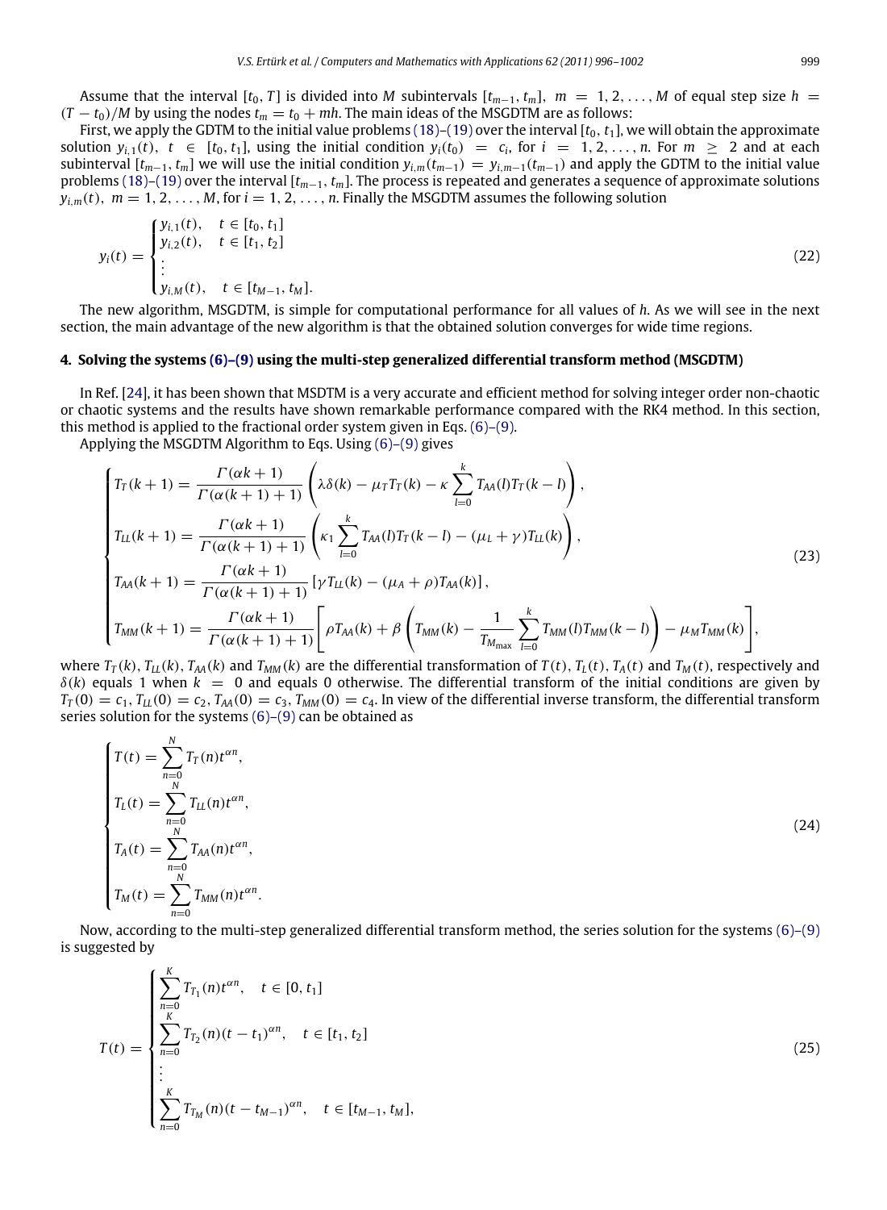Assume that the interval $[t_0, T]$ is divided into $M$ subintervals $[t_{m-1}, t_m]$, $m = 1, 2, \ldots, M$ of equal step size $h = (T - t_0)/M$ by using the nodes $t_m = t_0 + mh$. The main ideas of the MSGDTM are as follows:

First, we apply the GDTM to the initial value problems (18)–(19) over the interval $[t_0, t_1]$, we will obtain the approximate solution $y_{i,1}(t)$, $t \in [t_0, t_1]$, using the initial condition $y_i(t_0) = c_i$, for $i = 1, 2, \ldots, n$. For $m \geq 2$ and at each subinterval $[t_{m-1}, t_m]$ we will use the initial condition $y_{i,m}(t_{m-1}) = y_{i,m-1}(t_{m-1})$ and apply the GDTM to the initial value problems (18)–(19) over the interval $[t_{m-1}, t_m]$. The process is repeated and generates a sequence of approximate solutions $y_{i,m}(t)$, $m = 1, 2, \ldots, M$, for $i = 1, 2, \ldots, n$. Finally the MSGDTM assumes the following solution

$$y_i(t) = \begin{cases} y_{i,1}(t), & t \in [t_0, t_1] \\ y_{i,2}(t), & t \in [t_1, t_2] \\ \vdots & \\ y_{i,M}(t), & t \in [t_{M-1}, t_M]. \end{cases} \tag{22}$$

The new algorithm, MSGDTM, is simple for computational performance for all values of $h$. As we will see in the next section, the main advantage of the new algorithm is that the obtained solution converges for wide time regions.

## 4. Solving the systems (6)–(9) using the multi-step generalized differential transform method (MSGDTM)

In Ref. [24], it has been shown that MSDTM is a very accurate and efficient method for solving integer order non-chaotic or chaotic systems and the results have shown remarkable performance compared with the RK4 method. In this section, this method is applied to the fractional order system given in Eqs. (6)–(9).

Applying the MSGDTM Algorithm to Eqs. Using (6)–(9) gives

$$\begin{cases} T_T(k+1) = \dfrac{\Gamma(\alpha k + 1)}{\Gamma(\alpha(k+1)+1)} \left( \lambda\delta(k) - \mu_T T_T(k) - \kappa \displaystyle\sum_{l=0}^{k} T_{AA}(l) T_T(k-l) \right), \\ T_{LL}(k+1) = \dfrac{\Gamma(\alpha k + 1)}{\Gamma(\alpha(k+1)+1)} \left( \kappa_1 \displaystyle\sum_{l=0}^{k} T_{AA}(l) T_T(k-l) - (\mu_L + \gamma) T_{LL}(k) \right), \\ T_{AA}(k+1) = \dfrac{\Gamma(\alpha k + 1)}{\Gamma(\alpha(k+1)+1)} \left[ \gamma T_{LL}(k) - (\mu_A + \rho) T_{AA}(k) \right], \\ T_{MM}(k+1) = \dfrac{\Gamma(\alpha k + 1)}{\Gamma(\alpha(k+1)+1)} \left[ \rho T_{AA}(k) + \beta \left( T_{MM}(k) - \dfrac{1}{T_{M_{\max}}} \displaystyle\sum_{l=0}^{k} T_{MM}(l) T_{MM}(k-l) \right) - \mu_M T_{MM}(k) \right], \end{cases} \tag{23}$$

where $T_T(k)$, $T_{LL}(k)$, $T_{AA}(k)$ and $T_{MM}(k)$ are the differential transformation of $T(t)$, $T_L(t)$, $T_A(t)$ and $T_M(t)$, respectively and $\delta(k)$ equals 1 when $k = 0$ and equals 0 otherwise. The differential transform of the initial conditions are given by $T_T(0) = c_1$, $T_{LL}(0) = c_2$, $T_{AA}(0) = c_3$, $T_{MM}(0) = c_4$. In view of the differential inverse transform, the differential transform series solution for the systems (6)–(9) can be obtained as

$$\begin{cases} T(t) = \displaystyle\sum_{n=0}^{N} T_T(n) t^{\alpha n}, \\ T_L(t) = \displaystyle\sum_{n=0}^{N} T_{LL}(n) t^{\alpha n}, \\ T_A(t) = \displaystyle\sum_{n=0}^{N} T_{AA}(n) t^{\alpha n}, \\ T_M(t) = \displaystyle\sum_{n=0}^{N} T_{MM}(n) t^{\alpha n}. \end{cases} \tag{24}$$

Now, according to the multi-step generalized differential transform method, the series solution for the systems (6)–(9) is suggested by

$$T(t) = \begin{cases} \displaystyle\sum_{n=0}^{K} T_{T_1}(n) t^{\alpha n}, & t \in [0, t_1] \\ \displaystyle\sum_{n=0}^{K} T_{T_2}(n) (t - t_1)^{\alpha n}, & t \in [t_1, t_2] \\ \vdots & \\ \displaystyle\sum_{n=0}^{K} T_{T_M}(n) (t - t_{M-1})^{\alpha n}, & t \in [t_{M-1}, t_M], \end{cases} \tag{25}$$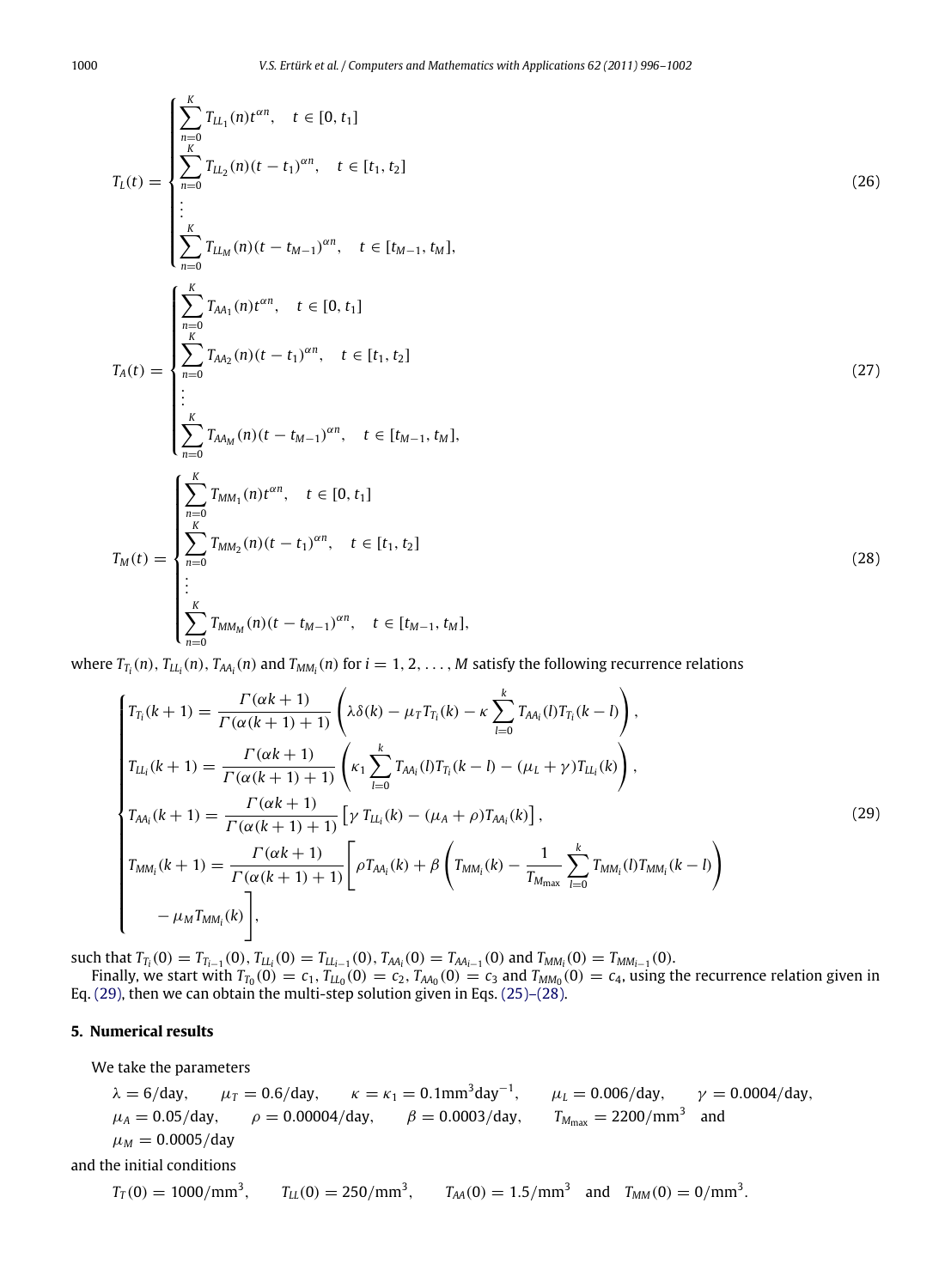$$
T_L(t) = \begin{cases} \sum_{n=0}^{K} T_{LL_1}(n) t^{\alpha n}, & t \in [0, t_1] \\ \sum_{n=0}^{K} T_{LL_2}(n)(t - t_1)^{\alpha n}, & t \in [t_1, t_2] \\ \vdots \\ \sum_{n=0}^{K} T_{LL_M}(n)(t - t_{M-1})^{\alpha n}, & t \in [t_{M-1}, t_M], \end{cases} \tag{26}
$$

$$
T_A(t) = \begin{cases} \sum_{n=0}^{K} T_{AA_1}(n) t^{\alpha n}, & t \in [0, t_1] \\ \sum_{n=0}^{K} T_{AA_2}(n)(t - t_1)^{\alpha n}, & t \in [t_1, t_2] \\ \vdots \\ \sum_{n=0}^{K} T_{AA_M}(n)(t - t_{M-1})^{\alpha n}, & t \in [t_{M-1}, t_M], \end{cases} \tag{27}
$$

$$
T_M(t) = \begin{cases} \sum_{n=0}^{K} T_{MM_1}(n) t^{\alpha n}, & t \in [0, t_1] \\ \sum_{n=0}^{K} T_{MM_2}(n)(t - t_1)^{\alpha n}, & t \in [t_1, t_2] \\ \vdots \\ \sum_{n=0}^{K} T_{MM_M}(n)(t - t_{M-1})^{\alpha n}, & t \in [t_{M-1}, t_M], \end{cases} \tag{28}
$$

where $T_{T_i}(n)$, $T_{LL_i}(n)$, $T_{AA_i}(n)$ and $T_{MM_i}(n)$ for $i = 1, 2, \ldots, M$ satisfy the following recurrence relations

$$
\begin{cases} T_{T_i}(k+1) = \dfrac{\Gamma(\alpha k + 1)}{\Gamma(\alpha(k+1)+1)} \left( \lambda \delta(k) - \mu_T T_{T_i}(k) - \kappa \sum_{l=0}^{k} T_{AA_i}(l) T_{T_i}(k-l) \right), \\ T_{LL_i}(k+1) = \dfrac{\Gamma(\alpha k + 1)}{\Gamma(\alpha(k+1)+1)} \left( \kappa_1 \sum_{l=0}^{k} T_{AA_i}(l) T_{T_i}(k-l) - (\mu_L + \gamma) T_{LL_i}(k) \right), \\ T_{AA_i}(k+1) = \dfrac{\Gamma(\alpha k + 1)}{\Gamma(\alpha(k+1)+1)} \left[ \gamma\, T_{LL_i}(k) - (\mu_A + \rho) T_{AA_i}(k) \right], \\ T_{MM_i}(k+1) = \dfrac{\Gamma(\alpha k + 1)}{\Gamma(\alpha(k+1)+1)} \Bigg[ \rho T_{AA_i}(k) + \beta \left( T_{MM_i}(k) - \dfrac{1}{T_{M_{\max}}} \sum_{l=0}^{k} T_{MM_i}(l) T_{MM_i}(k-l) \right) \\ \qquad - \mu_M T_{MM_i}(k) \Bigg], \end{cases} \tag{29}
$$

such that $T_{T_i}(0) = T_{T_{i-1}}(0)$, $T_{LL_i}(0) = T_{LL_{i-1}}(0)$, $T_{AA_i}(0) = T_{AA_{i-1}}(0)$ and $T_{MM_i}(0) = T_{MM_{i-1}}(0)$.

Finally, we start with $T_{T_0}(0) = c_1$, $T_{LL_0}(0) = c_2$, $T_{AA_0}(0) = c_3$ and $T_{MM_0}(0) = c_4$, using the recurrence relation given in Eq. (29), then we can obtain the multi-step solution given in Eqs. (25)–(28).

## 5. Numerical results

We take the parameters

$\lambda = 6$/day, $\mu_T = 0.6$/day, $\kappa = \kappa_1 = 0.1\text{mm}^3\text{day}^{-1}$, $\mu_L = 0.006$/day, $\gamma = 0.0004$/day, $\mu_A = 0.05$/day, $\rho = 0.00004$/day, $\beta = 0.0003$/day, $T_{M_{\max}} = 2200/\text{mm}^3$ and $\mu_M = 0.0005$/day

and the initial conditions

$T_T(0) = 1000/\text{mm}^3$, $T_{LL}(0) = 250/\text{mm}^3$, $T_{AA}(0) = 1.5/\text{mm}^3$ and $T_{MM}(0) = 0/\text{mm}^3$.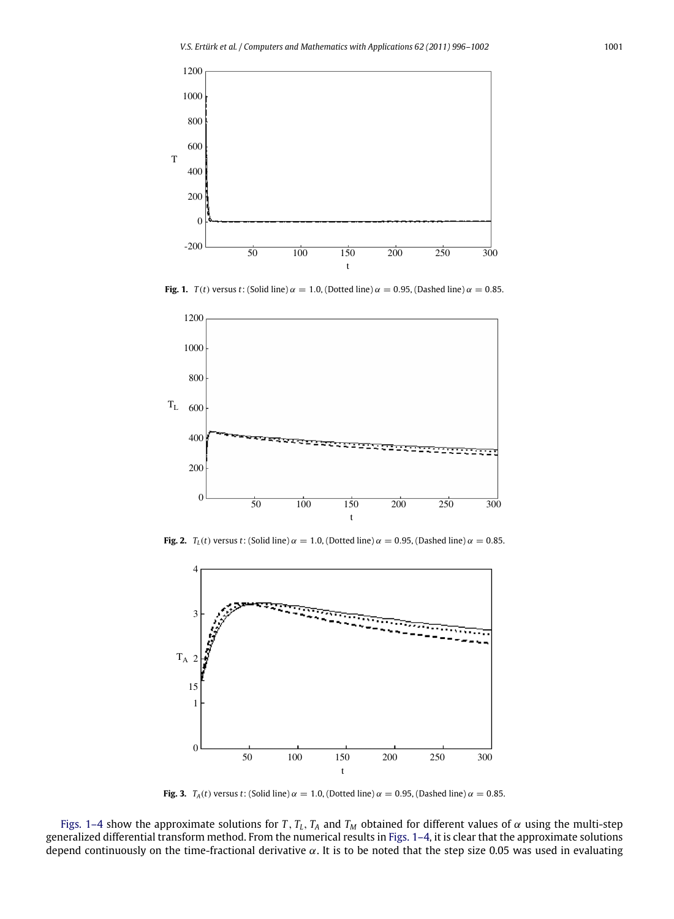**Fig. 1.** $T(t)$ versus $t$: (Solid line) $\alpha = 1.0$, (Dotted line) $\alpha = 0.95$, (Dashed line) $\alpha = 0.85$.

**Fig. 2.** $T_L(t)$ versus $t$: (Solid line) $\alpha = 1.0$, (Dotted line) $\alpha = 0.95$, (Dashed line) $\alpha = 0.85$.

**Fig. 3.** $T_A(t)$ versus $t$: (Solid line) $\alpha = 1.0$, (Dotted line) $\alpha = 0.95$, (Dashed line) $\alpha = 0.85$.

Figs. 1–4 show the approximate solutions for $T$, $T_L$, $T_A$ and $T_M$ obtained for different values of $\alpha$ using the multi-step generalized differential transform method. From the numerical results in Figs. 1–4, it is clear that the approximate solutions depend continuously on the time-fractional derivative $\alpha$. It is to be noted that the step size 0.05 was used in evaluating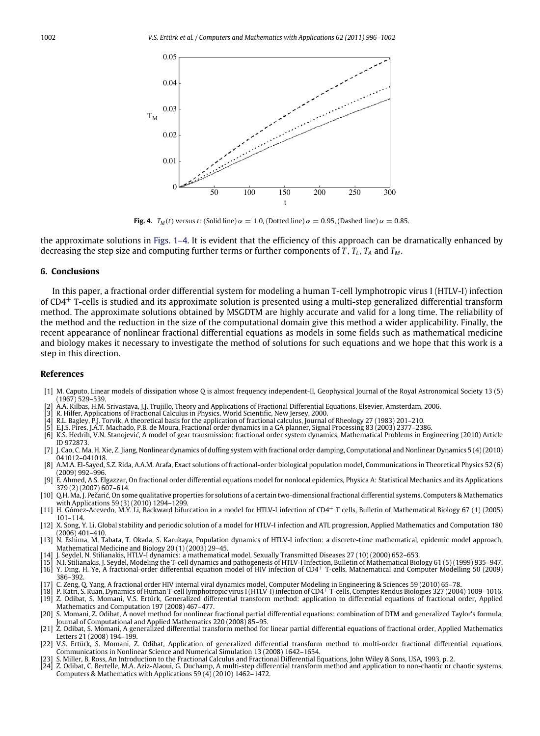0.05
0.04
0.03
$T_M$
0.02
0.01
0
50
100
150
200
250
300
t

**Fig. 4.** $T_M(t)$ versus $t$: (Solid line) $\alpha = 1.0$, (Dotted line) $\alpha = 0.95$, (Dashed line) $\alpha = 0.85$.

the approximate solutions in Figs. 1–4. It is evident that the efficiency of this approach can be dramatically enhanced by decreasing the step size and computing further terms or further components of $T$, $T_L$, $T_A$ and $T_M$.

## 6. Conclusions

In this paper, a fractional order differential system for modeling a human T-cell lymphotropic virus I (HTLV-I) infection of $CD4^+$ T-cells is studied and its approximate solution is presented using a multi-step generalized differential transform method. The approximate solutions obtained by MSGDTM are highly accurate and valid for a long time. The reliability of the method and the reduction in the size of the computational domain give this method a wider applicability. Finally, the recent appearance of nonlinear fractional differential equations as models in some fields such as mathematical medicine and biology makes it necessary to investigate the method of solutions for such equations and we hope that this work is a step in this direction.

## References

[1] M. Caputo, Linear models of dissipation whose Q is almost frequency independent-II, Geophysical Journal of the Royal Astronomical Society 13 (5) (1967) 529–539.

[2] A.A. Kilbas, H.M. Srivastava, J.J. Trujillo, Theory and Applications of Fractional Differential Equations, Elsevier, Amsterdam, 2006.

[3] R. Hilfer, Applications of Fractional Calculus in Physics, World Scientific, New Jersey, 2000.

[4] R.L. Bagley, P.J. Torvik, A theoretical basis for the application of fractional calculus, Journal of Rheology 27 (1983) 201–210.

[5] E.J.S. Pires, J.A.T. Machado, P.B. de Moura, Fractional order dynamics in a GA planner, Signal Processing 83 (2003) 2377–2386.

[6] K.S. Hedrih, V.N. Stanojević, A model of gear transmission: fractional order system dynamics, Mathematical Problems in Engineering (2010) Article ID 972873.

[7] J. Cao, C. Ma, H. Xie, Z. Jiang, Nonlinear dynamics of duffing system with fractional order damping, Computational and Nonlinear Dynamics 5 (4) (2010) 041012–041018.

[8] A.M.A. El-Sayed, S.Z. Rida, A.A.M. Arafa, Exact solutions of fractional-order biological population model, Communications in Theoretical Physics 52 (6) (2009) 992–996.

[9] E. Ahmed, A.S. Elgazzar, On fractional order differential equations model for nonlocal epidemics, Physica A: Statistical Mechanics and its Applications 379 (2) (2007) 607–614.

[10] Q.H. Ma, J. Pečarić, On some qualitative properties for solutions of a certain two-dimensional fractional differential systems, Computers & Mathematics with Applications 59 (3) (2010) 1294–1299.

[11] H. Gómez-Acevedo, M.Y. Li, Backward bifurcation in a model for HTLV-I infection of $CD4^+$ T cells, Bulletin of Mathematical Biology 67 (1) (2005) 101–114.

[12] X. Song, Y. Li, Global stability and periodic solution of a model for HTLV-I infection and ATL progression, Applied Mathematics and Computation 180 (2006) 401–410.

[13] N. Eshima, M. Tabata, T. Okada, S. Karukaya, Population dynamics of HTLV-I infection: a discrete-time mathematical, epidemic model approach, Mathematical Medicine and Biology 20 (1) (2003) 29–45.

[14] J. Seydel, N. Stilianakis, HTLV-I dynamics: a mathematical model, Sexually Transmitted Diseases 27 (10) (2000) 652–653.

[15] N.I. Stilianakis, J. Seydel, Modeling the T-cell dynamics and pathogenesis of HTLV-I Infection, Bulletin of Mathematical Biology 61 (5) (1999) 935–947.

[16] Y. Ding, H. Ye, A fractional-order differential equation model of HIV infection of $CD4^+$ T-cells, Mathematical and Computer Modelling 50 (2009) 386–392.

[17] C. Zeng, Q. Yang, A fractional order HIV internal viral dynamics model, Computer Modeling in Engineering & Sciences 59 (2010) 65–78.

[18] P. Katri, S. Ruan, Dynamics of Human T-cell lymphotropic virus I (HTLV-I) infection of $CD4^+$ T-cells, Comptes Rendus Biologies 327 (2004) 1009–1016.

[19] Z. Odibat, S. Momani, V.S. Ertürk, Generalized differential transform method: application to differential equations of fractional order, Applied Mathematics and Computation 197 (2008) 467–477.

[20] S. Momani, Z. Odibat, A novel method for nonlinear fractional partial differential equations: combination of DTM and generalized Taylor's formula, Journal of Computational and Applied Mathematics 220 (2008) 85–95.

[21] Z. Odibat, S. Momani, A generalized differential transform method for linear partial differential equations of fractional order, Applied Mathematics Letters 21 (2008) 194–199.

[22] V.S. Ertürk, S. Momani, Z. Odibat, Application of generalized differential transform method to multi-order fractional differential equations, Communications in Nonlinear Science and Numerical Simulation 13 (2008) 1642–1654.

[23] S. Miller, B. Ross, An Introduction to the Fractional Calculus and Fractional Differential Equations, John Wiley & Sons, USA, 1993, p. 2.

[24] Z. Odibat, C. Bertelle, M.A. Aziz-Alaoui, G. Duchamp, A multi-step differential transform method and application to non-chaotic or chaotic systems, Computers & Mathematics with Applications 59 (4) (2010) 1462–1472.